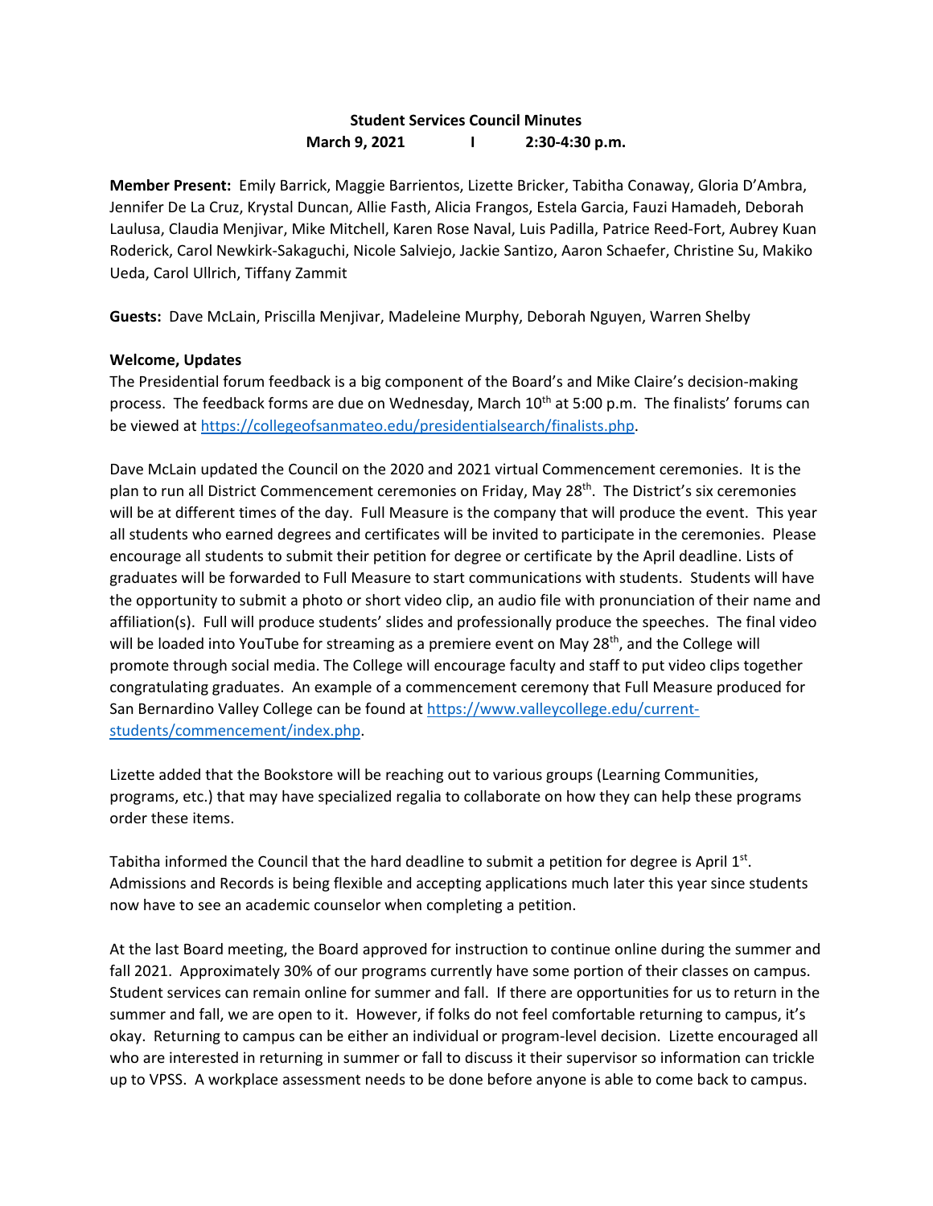**Student Services Council Minutes**
**March 9, 2021 | 2:30-4:30 p.m.**

**Member Present:** Emily Barrick, Maggie Barrientos, Lizette Bricker, Tabitha Conaway, Gloria D'Ambra, Jennifer De La Cruz, Krystal Duncan, Allie Fasth, Alicia Frangos, Estela Garcia, Fauzi Hamadeh, Deborah Laulusa, Claudia Menjivar, Mike Mitchell, Karen Rose Naval, Luis Padilla, Patrice Reed-Fort, Aubrey Kuan Roderick, Carol Newkirk-Sakaguchi, Nicole Salviejo, Jackie Santizo, Aaron Schaefer, Christine Su, Makiko Ueda, Carol Ullrich, Tiffany Zammit

**Guests:** Dave McLain, Priscilla Menjivar, Madeleine Murphy, Deborah Nguyen, Warren Shelby

**Welcome, Updates**

The Presidential forum feedback is a big component of the Board's and Mike Claire's decision-making process. The feedback forms are due on Wednesday, March 10th at 5:00 p.m. The finalists' forums can be viewed at https://collegeofsanmateo.edu/presidentialsearch/finalists.php.

Dave McLain updated the Council on the 2020 and 2021 virtual Commencement ceremonies. It is the plan to run all District Commencement ceremonies on Friday, May 28th. The District's six ceremonies will be at different times of the day. Full Measure is the company that will produce the event. This year all students who earned degrees and certificates will be invited to participate in the ceremonies. Please encourage all students to submit their petition for degree or certificate by the April deadline. Lists of graduates will be forwarded to Full Measure to start communications with students. Students will have the opportunity to submit a photo or short video clip, an audio file with pronunciation of their name and affiliation(s). Full will produce students' slides and professionally produce the speeches. The final video will be loaded into YouTube for streaming as a premiere event on May 28th, and the College will promote through social media. The College will encourage faculty and staff to put video clips together congratulating graduates. An example of a commencement ceremony that Full Measure produced for San Bernardino Valley College can be found at https://www.valleycollege.edu/current-students/commencement/index.php.

Lizette added that the Bookstore will be reaching out to various groups (Learning Communities, programs, etc.) that may have specialized regalia to collaborate on how they can help these programs order these items.

Tabitha informed the Council that the hard deadline to submit a petition for degree is April 1st. Admissions and Records is being flexible and accepting applications much later this year since students now have to see an academic counselor when completing a petition.

At the last Board meeting, the Board approved for instruction to continue online during the summer and fall 2021. Approximately 30% of our programs currently have some portion of their classes on campus. Student services can remain online for summer and fall. If there are opportunities for us to return in the summer and fall, we are open to it. However, if folks do not feel comfortable returning to campus, it's okay. Returning to campus can be either an individual or program-level decision. Lizette encouraged all who are interested in returning in summer or fall to discuss it their supervisor so information can trickle up to VPSS. A workplace assessment needs to be done before anyone is able to come back to campus.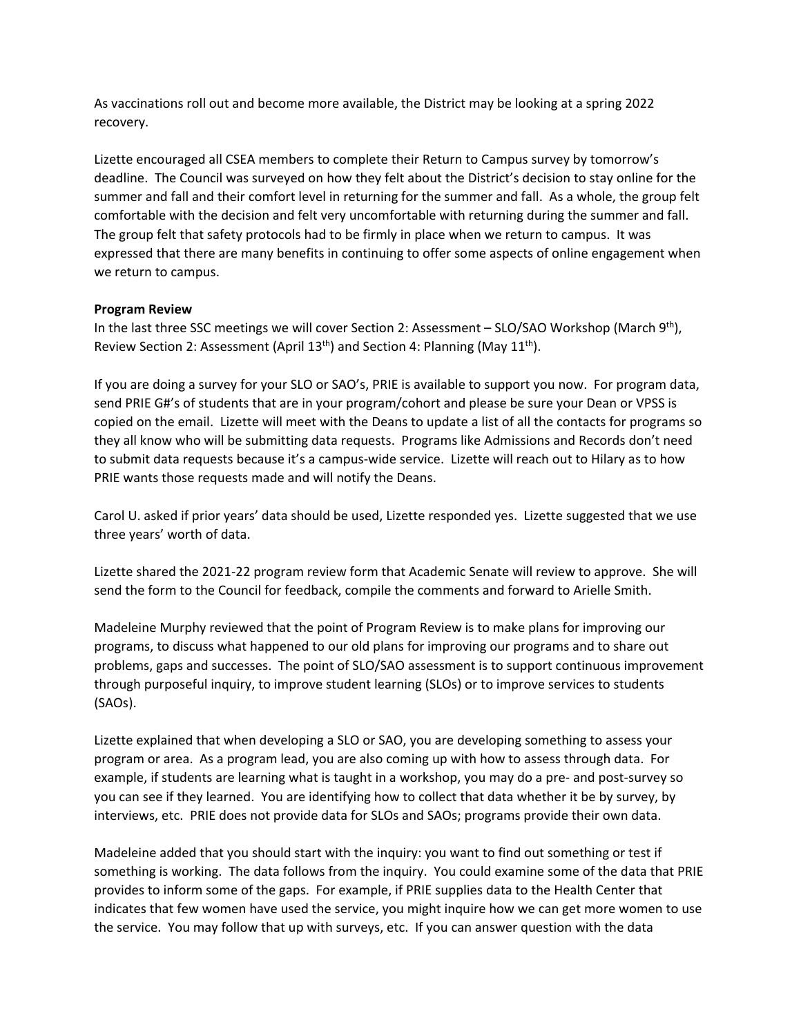As vaccinations roll out and become more available, the District may be looking at a spring 2022 recovery.

Lizette encouraged all CSEA members to complete their Return to Campus survey by tomorrow's deadline. The Council was surveyed on how they felt about the District's decision to stay online for the summer and fall and their comfort level in returning for the summer and fall. As a whole, the group felt comfortable with the decision and felt very uncomfortable with returning during the summer and fall. The group felt that safety protocols had to be firmly in place when we return to campus. It was expressed that there are many benefits in continuing to offer some aspects of online engagement when we return to campus.

**Program Review**

In the last three SSC meetings we will cover Section 2: Assessment – SLO/SAO Workshop (March 9th), Review Section 2: Assessment (April 13th) and Section 4: Planning (May 11th).

If you are doing a survey for your SLO or SAO's, PRIE is available to support you now. For program data, send PRIE G#'s of students that are in your program/cohort and please be sure your Dean or VPSS is copied on the email. Lizette will meet with the Deans to update a list of all the contacts for programs so they all know who will be submitting data requests. Programs like Admissions and Records don't need to submit data requests because it's a campus-wide service. Lizette will reach out to Hilary as to how PRIE wants those requests made and will notify the Deans.

Carol U. asked if prior years' data should be used, Lizette responded yes. Lizette suggested that we use three years' worth of data.

Lizette shared the 2021-22 program review form that Academic Senate will review to approve. She will send the form to the Council for feedback, compile the comments and forward to Arielle Smith.

Madeleine Murphy reviewed that the point of Program Review is to make plans for improving our programs, to discuss what happened to our old plans for improving our programs and to share out problems, gaps and successes. The point of SLO/SAO assessment is to support continuous improvement through purposeful inquiry, to improve student learning (SLOs) or to improve services to students (SAOs).

Lizette explained that when developing a SLO or SAO, you are developing something to assess your program or area. As a program lead, you are also coming up with how to assess through data. For example, if students are learning what is taught in a workshop, you may do a pre- and post-survey so you can see if they learned. You are identifying how to collect that data whether it be by survey, by interviews, etc. PRIE does not provide data for SLOs and SAOs; programs provide their own data.

Madeleine added that you should start with the inquiry: you want to find out something or test if something is working. The data follows from the inquiry. You could examine some of the data that PRIE provides to inform some of the gaps. For example, if PRIE supplies data to the Health Center that indicates that few women have used the service, you might inquire how we can get more women to use the service. You may follow that up with surveys, etc. If you can answer question with the data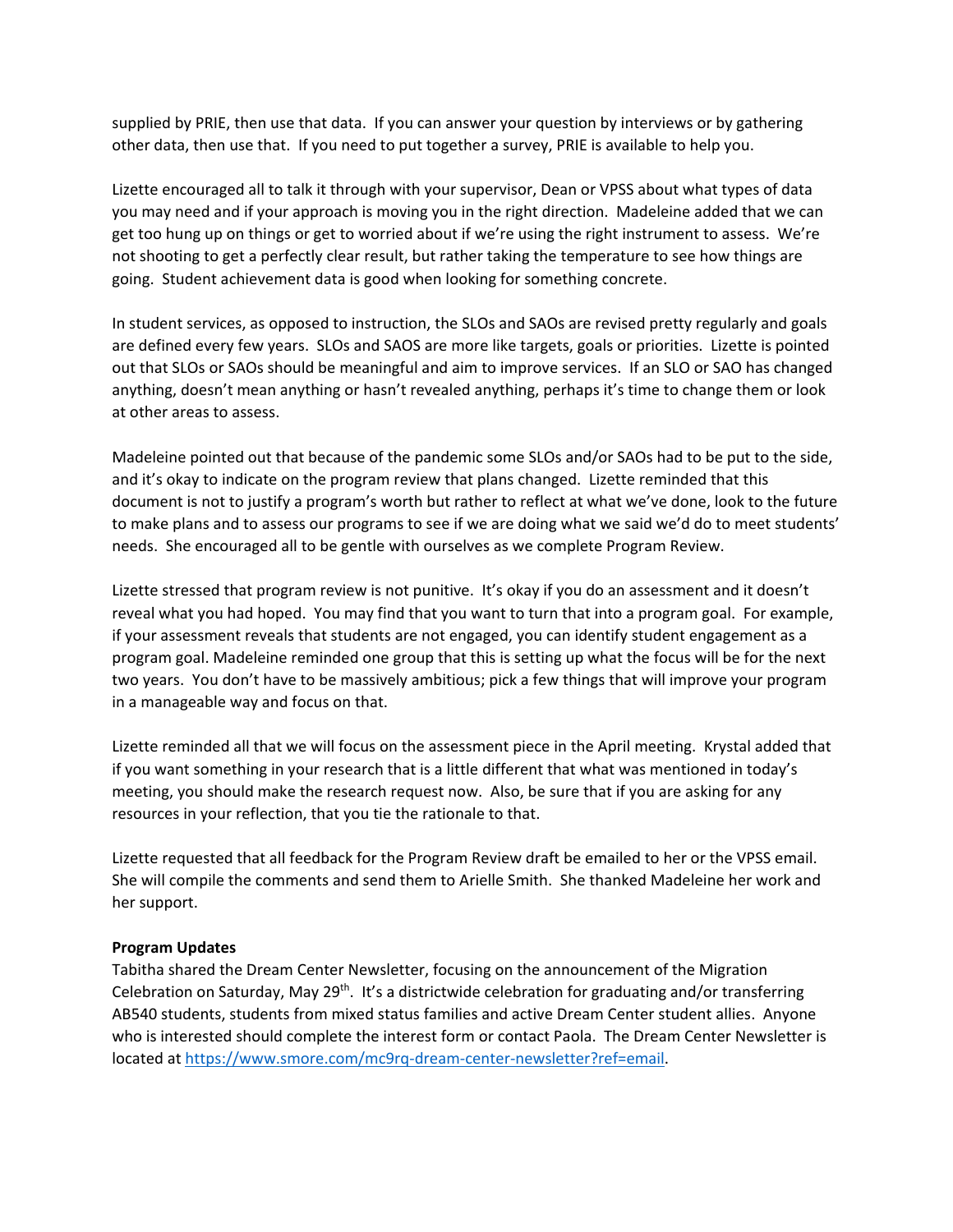supplied by PRIE, then use that data. If you can answer your question by interviews or by gathering other data, then use that. If you need to put together a survey, PRIE is available to help you.

Lizette encouraged all to talk it through with your supervisor, Dean or VPSS about what types of data you may need and if your approach is moving you in the right direction. Madeleine added that we can get too hung up on things or get to worried about if we're using the right instrument to assess. We're not shooting to get a perfectly clear result, but rather taking the temperature to see how things are going. Student achievement data is good when looking for something concrete.

In student services, as opposed to instruction, the SLOs and SAOs are revised pretty regularly and goals are defined every few years. SLOs and SAOS are more like targets, goals or priorities. Lizette is pointed out that SLOs or SAOs should be meaningful and aim to improve services. If an SLO or SAO has changed anything, doesn't mean anything or hasn't revealed anything, perhaps it's time to change them or look at other areas to assess.

Madeleine pointed out that because of the pandemic some SLOs and/or SAOs had to be put to the side, and it's okay to indicate on the program review that plans changed. Lizette reminded that this document is not to justify a program's worth but rather to reflect at what we've done, look to the future to make plans and to assess our programs to see if we are doing what we said we'd do to meet students' needs. She encouraged all to be gentle with ourselves as we complete Program Review.

Lizette stressed that program review is not punitive. It's okay if you do an assessment and it doesn't reveal what you had hoped. You may find that you want to turn that into a program goal. For example, if your assessment reveals that students are not engaged, you can identify student engagement as a program goal. Madeleine reminded one group that this is setting up what the focus will be for the next two years. You don't have to be massively ambitious; pick a few things that will improve your program in a manageable way and focus on that.

Lizette reminded all that we will focus on the assessment piece in the April meeting. Krystal added that if you want something in your research that is a little different that what was mentioned in today's meeting, you should make the research request now. Also, be sure that if you are asking for any resources in your reflection, that you tie the rationale to that.

Lizette requested that all feedback for the Program Review draft be emailed to her or the VPSS email. She will compile the comments and send them to Arielle Smith. She thanked Madeleine her work and her support.

**Program Updates**

Tabitha shared the Dream Center Newsletter, focusing on the announcement of the Migration Celebration on Saturday, May 29th. It's a districtwide celebration for graduating and/or transferring AB540 students, students from mixed status families and active Dream Center student allies. Anyone who is interested should complete the interest form or contact Paola. The Dream Center Newsletter is located at https://www.smore.com/mc9rq-dream-center-newsletter?ref=email.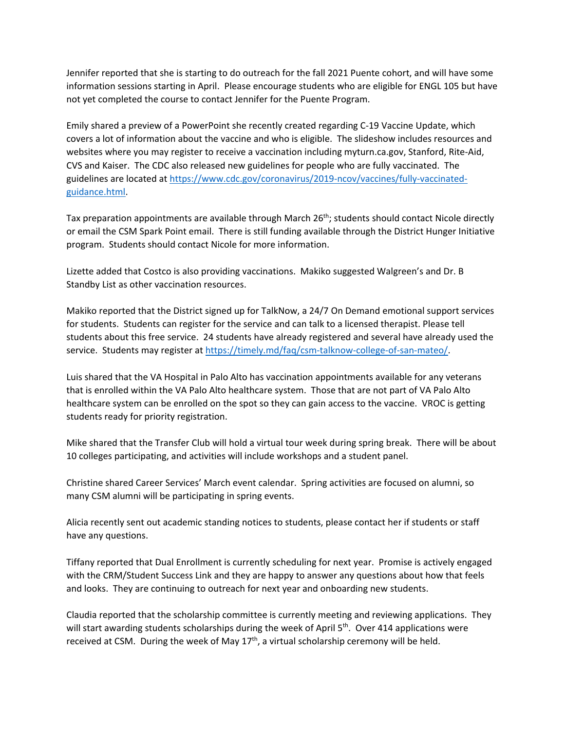Jennifer reported that she is starting to do outreach for the fall 2021 Puente cohort, and will have some information sessions starting in April. Please encourage students who are eligible for ENGL 105 but have not yet completed the course to contact Jennifer for the Puente Program.

Emily shared a preview of a PowerPoint she recently created regarding C-19 Vaccine Update, which covers a lot of information about the vaccine and who is eligible. The slideshow includes resources and websites where you may register to receive a vaccination including myturn.ca.gov, Stanford, Rite-Aid, CVS and Kaiser. The CDC also released new guidelines for people who are fully vaccinated. The guidelines are located at [https://www.cdc.gov/coronavirus/2019-ncov/vaccines/fully-vaccinated-guidance.html](https://www.cdc.gov/coronavirus/2019-ncov/vaccines/fully-vaccinated-guidance.html).

Tax preparation appointments are available through March 26th; students should contact Nicole directly or email the CSM Spark Point email. There is still funding available through the District Hunger Initiative program. Students should contact Nicole for more information.

Lizette added that Costco is also providing vaccinations. Makiko suggested Walgreen's and Dr. B Standby List as other vaccination resources.

Makiko reported that the District signed up for TalkNow, a 24/7 On Demand emotional support services for students. Students can register for the service and can talk to a licensed therapist. Please tell students about this free service. 24 students have already registered and several have already used the service. Students may register at [https://timely.md/faq/csm-talknow-college-of-san-mateo/](https://timely.md/faq/csm-talknow-college-of-san-mateo/).

Luis shared that the VA Hospital in Palo Alto has vaccination appointments available for any veterans that is enrolled within the VA Palo Alto healthcare system. Those that are not part of VA Palo Alto healthcare system can be enrolled on the spot so they can gain access to the vaccine. VROC is getting students ready for priority registration.

Mike shared that the Transfer Club will hold a virtual tour week during spring break. There will be about 10 colleges participating, and activities will include workshops and a student panel.

Christine shared Career Services' March event calendar. Spring activities are focused on alumni, so many CSM alumni will be participating in spring events.

Alicia recently sent out academic standing notices to students, please contact her if students or staff have any questions.

Tiffany reported that Dual Enrollment is currently scheduling for next year. Promise is actively engaged with the CRM/Student Success Link and they are happy to answer any questions about how that feels and looks. They are continuing to outreach for next year and onboarding new students.

Claudia reported that the scholarship committee is currently meeting and reviewing applications. They will start awarding students scholarships during the week of April 5th. Over 414 applications were received at CSM. During the week of May 17th, a virtual scholarship ceremony will be held.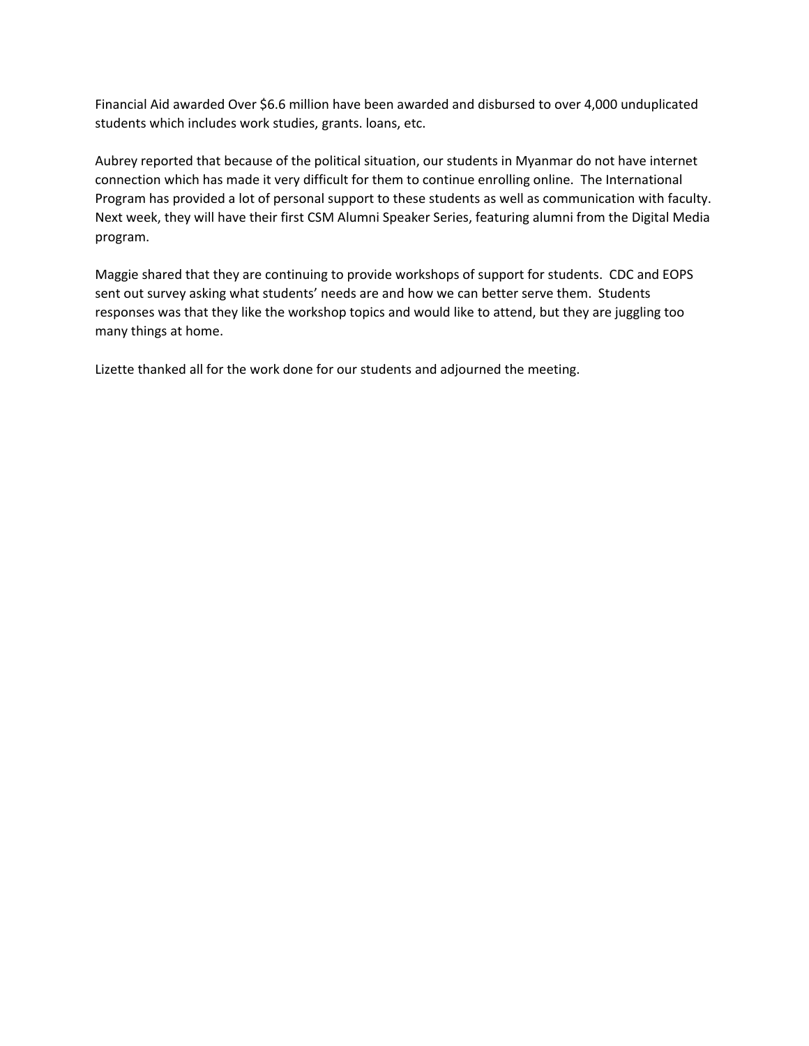Financial Aid awarded Over $6.6 million have been awarded and disbursed to over 4,000 unduplicated students which includes work studies, grants. loans, etc.

Aubrey reported that because of the political situation, our students in Myanmar do not have internet connection which has made it very difficult for them to continue enrolling online. The International Program has provided a lot of personal support to these students as well as communication with faculty. Next week, they will have their first CSM Alumni Speaker Series, featuring alumni from the Digital Media program.

Maggie shared that they are continuing to provide workshops of support for students. CDC and EOPS sent out survey asking what students' needs are and how we can better serve them. Students responses was that they like the workshop topics and would like to attend, but they are juggling too many things at home.

Lizette thanked all for the work done for our students and adjourned the meeting.